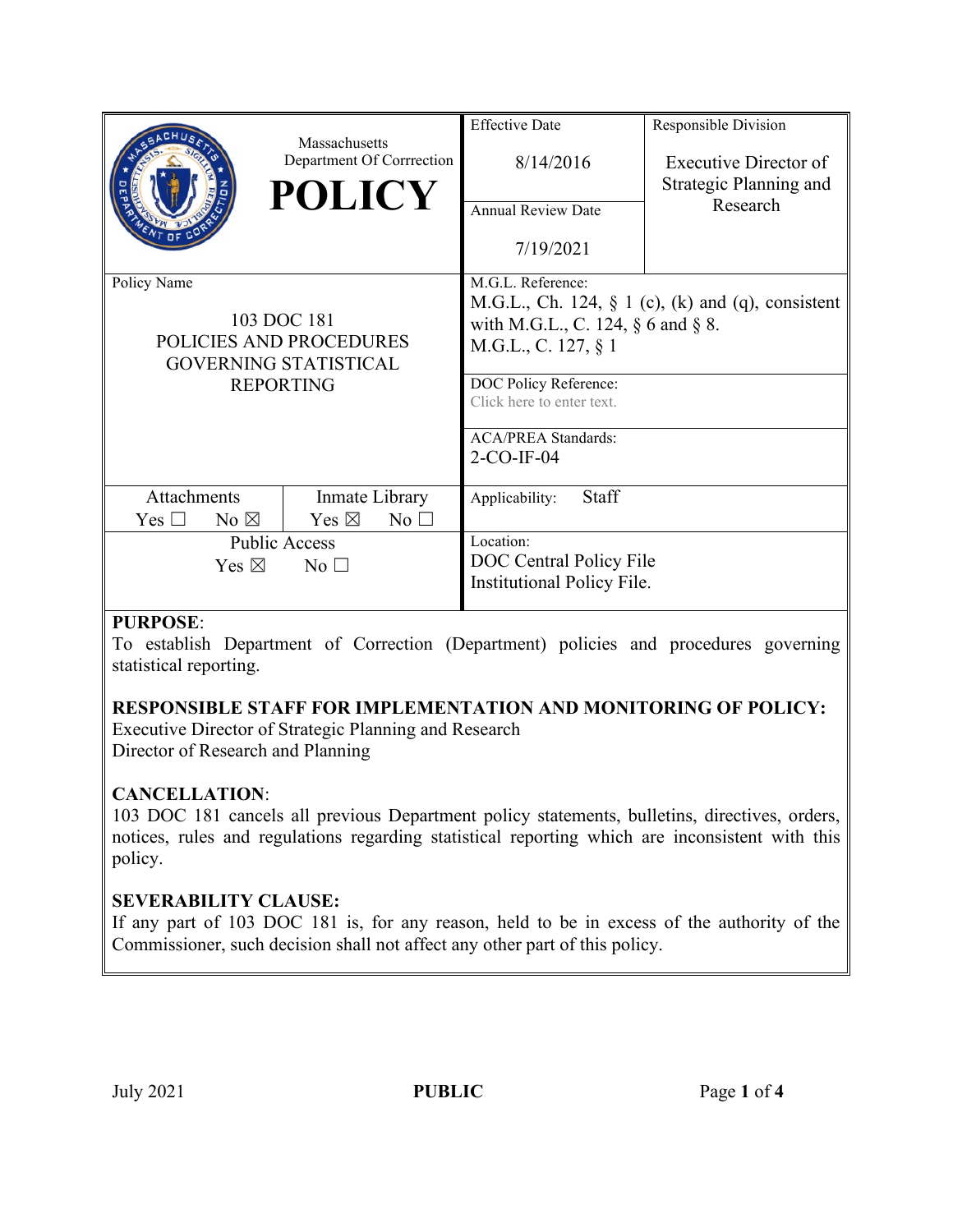| Massachusetts Department Of Corrrection **POLICY** | Effective Date<br>8/14/2016 | Responsible Division<br>Executive Director of Strategic Planning and Research |
|---|---|---|
| | Annual Review Date<br>7/19/2021 | |
| Policy Name<br>103 DOC 181<br>POLICIES AND PROCEDURES GOVERNING STATISTICAL REPORTING | M.G.L. Reference:<br>M.G.L., Ch. 124, § 1 (c), (k) and (q), consistent with M.G.L., C. 124, § 6 and § 8.<br>M.G.L., C. 127, § 1 | |
| | DOC Policy Reference:<br>Click here to enter text. | |
| | ACA/PREA Standards:<br>2-CO-IF-04 | |
| Attachments: Yes ☐ No ☒ / Inmate Library: Yes ☒ No ☐ | Applicability: Staff | |
| Public Access: Yes ☒ No ☐ | Location:<br>DOC Central Policy File<br>Institutional Policy File. | |

**PURPOSE**:
To establish Department of Correction (Department) policies and procedures governing statistical reporting.

**RESPONSIBLE STAFF FOR IMPLEMENTATION AND MONITORING OF POLICY:**
Executive Director of Strategic Planning and Research
Director of Research and Planning

**CANCELLATION**:
103 DOC 181 cancels all previous Department policy statements, bulletins, directives, orders, notices, rules and regulations regarding statistical reporting which are inconsistent with this policy.

**SEVERABILITY CLAUSE:**
If any part of 103 DOC 181 is, for any reason, held to be in excess of the authority of the Commissioner, such decision shall not affect any other part of this policy.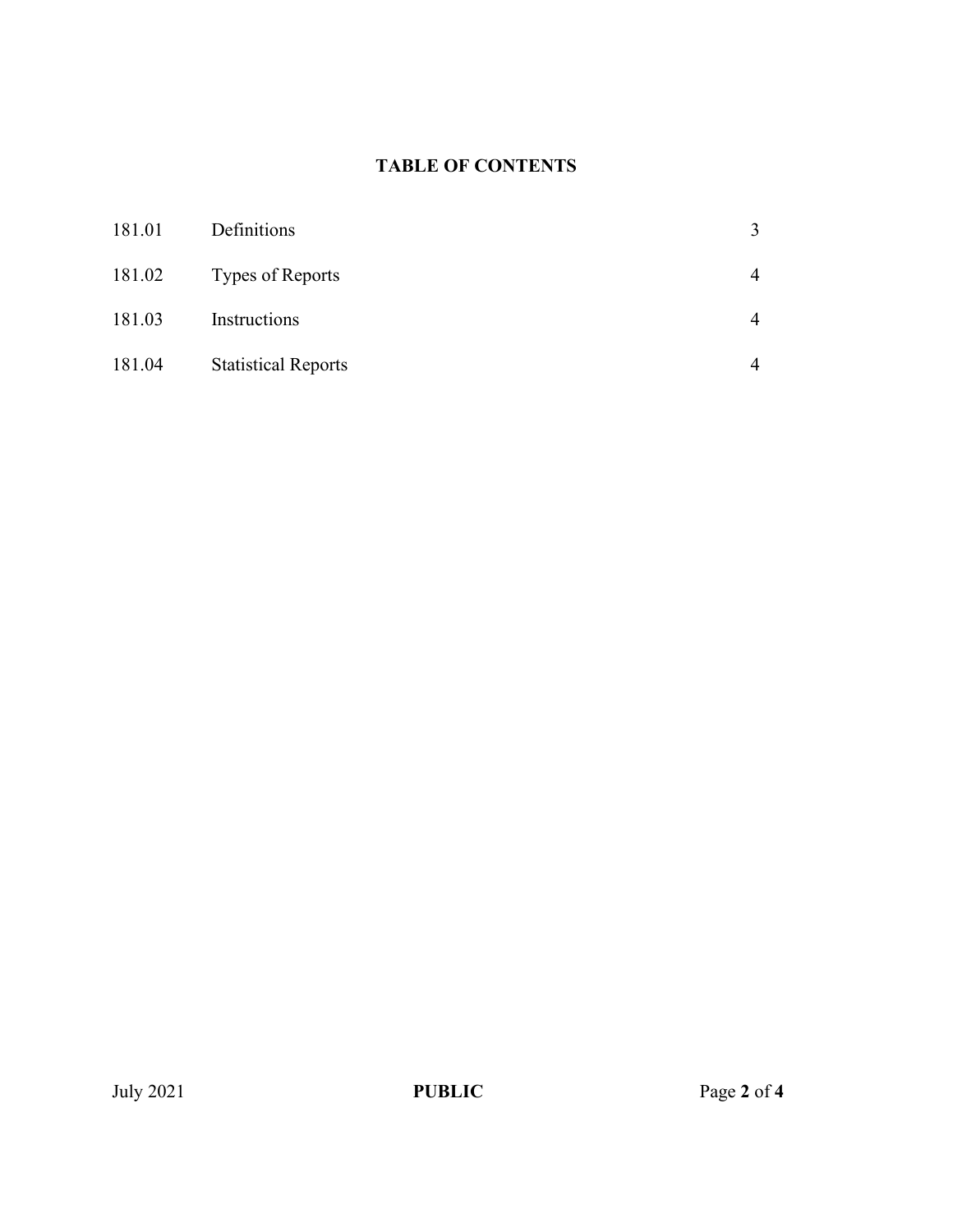# TABLE OF CONTENTS

| | | |
|---|---|---|
| 181.01 | Definitions | 3 |
| 181.02 | Types of Reports | 4 |
| 181.03 | Instructions | 4 |
| 181.04 | Statistical Reports | 4 |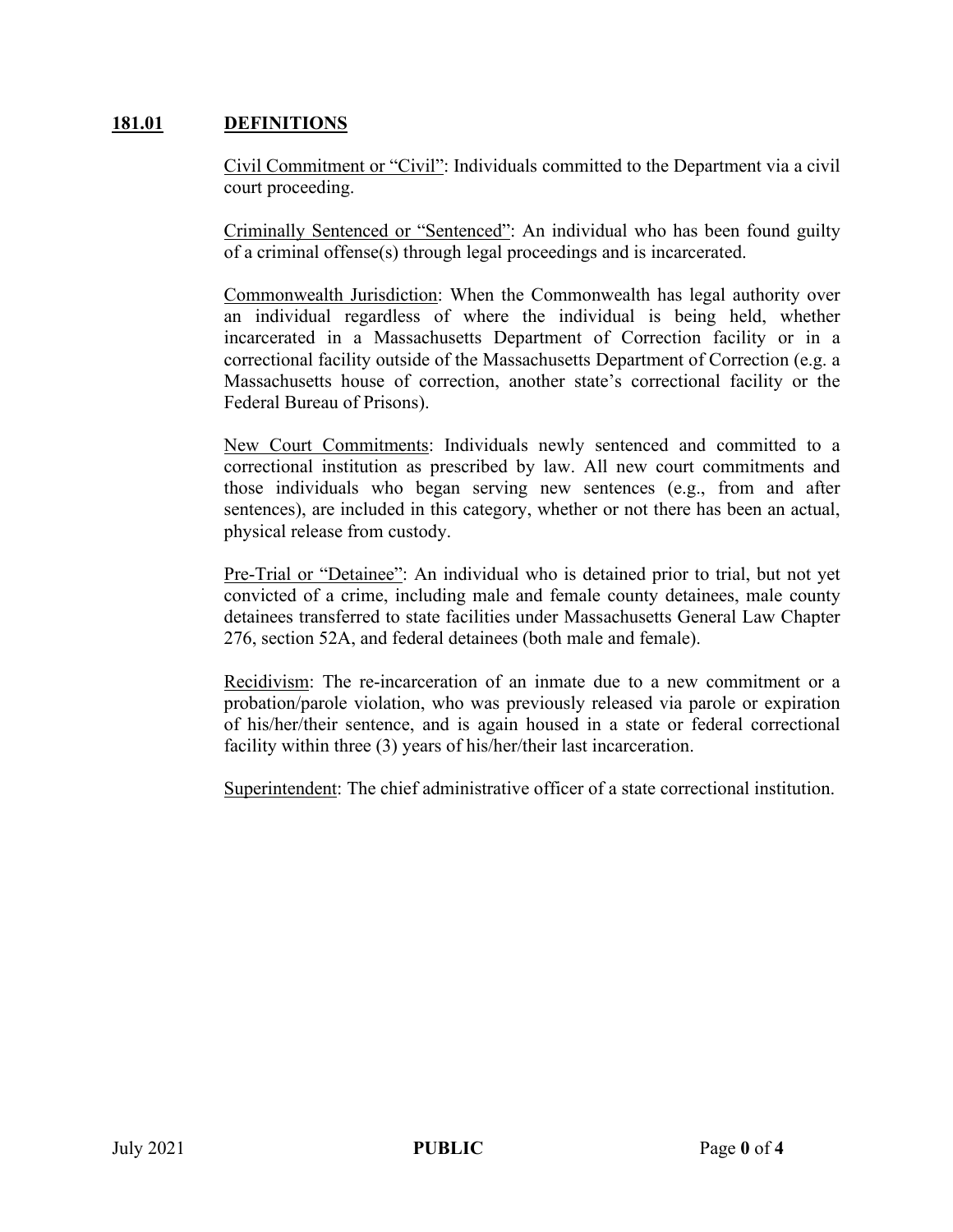## 181.01 DEFINITIONS

Civil Commitment or "Civil": Individuals committed to the Department via a civil court proceeding.

Criminally Sentenced or "Sentenced": An individual who has been found guilty of a criminal offense(s) through legal proceedings and is incarcerated.

Commonwealth Jurisdiction: When the Commonwealth has legal authority over an individual regardless of where the individual is being held, whether incarcerated in a Massachusetts Department of Correction facility or in a correctional facility outside of the Massachusetts Department of Correction (e.g. a Massachusetts house of correction, another state's correctional facility or the Federal Bureau of Prisons).

New Court Commitments: Individuals newly sentenced and committed to a correctional institution as prescribed by law. All new court commitments and those individuals who began serving new sentences (e.g., from and after sentences), are included in this category, whether or not there has been an actual, physical release from custody.

Pre-Trial or "Detainee": An individual who is detained prior to trial, but not yet convicted of a crime, including male and female county detainees, male county detainees transferred to state facilities under Massachusetts General Law Chapter 276, section 52A, and federal detainees (both male and female).

Recidivism: The re-incarceration of an inmate due to a new commitment or a probation/parole violation, who was previously released via parole or expiration of his/her/their sentence, and is again housed in a state or federal correctional facility within three (3) years of his/her/their last incarceration.

Superintendent: The chief administrative officer of a state correctional institution.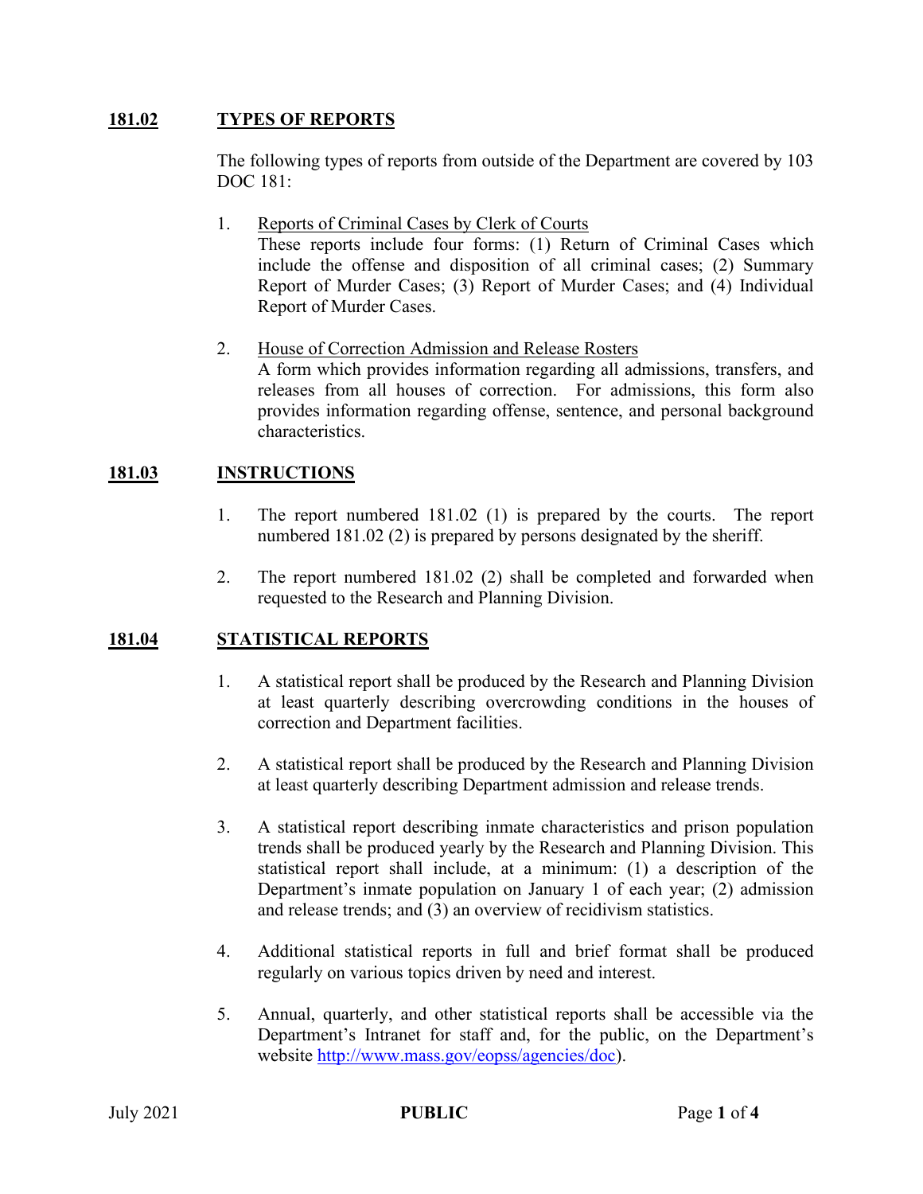## 181.02 TYPES OF REPORTS

The following types of reports from outside of the Department are covered by 103 DOC 181:

1. Reports of Criminal Cases by Clerk of Courts
   These reports include four forms: (1) Return of Criminal Cases which include the offense and disposition of all criminal cases; (2) Summary Report of Murder Cases; (3) Report of Murder Cases; and (4) Individual Report of Murder Cases.

2. House of Correction Admission and Release Rosters
   A form which provides information regarding all admissions, transfers, and releases from all houses of correction. For admissions, this form also provides information regarding offense, sentence, and personal background characteristics.

## 181.03 INSTRUCTIONS

1. The report numbered 181.02 (1) is prepared by the courts. The report numbered 181.02 (2) is prepared by persons designated by the sheriff.

2. The report numbered 181.02 (2) shall be completed and forwarded when requested to the Research and Planning Division.

## 181.04 STATISTICAL REPORTS

1. A statistical report shall be produced by the Research and Planning Division at least quarterly describing overcrowding conditions in the houses of correction and Department facilities.

2. A statistical report shall be produced by the Research and Planning Division at least quarterly describing Department admission and release trends.

3. A statistical report describing inmate characteristics and prison population trends shall be produced yearly by the Research and Planning Division. This statistical report shall include, at a minimum: (1) a description of the Department's inmate population on January 1 of each year; (2) admission and release trends; and (3) an overview of recidivism statistics.

4. Additional statistical reports in full and brief format shall be produced regularly on various topics driven by need and interest.

5. Annual, quarterly, and other statistical reports shall be accessible via the Department's Intranet for staff and, for the public, on the Department's website http://www.mass.gov/eopss/agencies/doc).